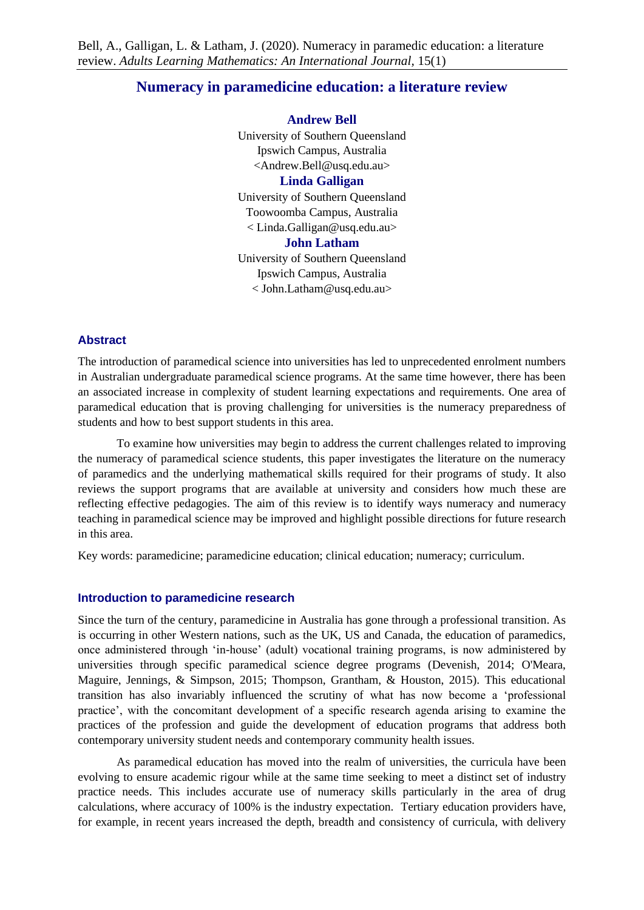Bell, A., Galligan, L. & Latham, J. (2020). Numeracy in paramedic education: a literature review. *Adults Learning Mathematics: An International Journal*, 15(1)

# Numeracy in paramedicine education: a literature review

**Andrew Bell**
University of Southern Queensland
Ipswich Campus, Australia
<Andrew.Bell@usq.edu.au>

**Linda Galligan**
University of Southern Queensland
Toowoomba Campus, Australia
< Linda.Galligan@usq.edu.au>

**John Latham**
University of Southern Queensland
Ipswich Campus, Australia
< John.Latham@usq.edu.au>

## Abstract

The introduction of paramedical science into universities has led to unprecedented enrolment numbers in Australian undergraduate paramedical science programs. At the same time however, there has been an associated increase in complexity of student learning expectations and requirements. One area of paramedical education that is proving challenging for universities is the numeracy preparedness of students and how to best support students in this area.

To examine how universities may begin to address the current challenges related to improving the numeracy of paramedical science students, this paper investigates the literature on the numeracy of paramedics and the underlying mathematical skills required for their programs of study. It also reviews the support programs that are available at university and considers how much these are reflecting effective pedagogies. The aim of this review is to identify ways numeracy and numeracy teaching in paramedical science may be improved and highlight possible directions for future research in this area.

Key words: paramedicine; paramedicine education; clinical education; numeracy; curriculum.

## Introduction to paramedicine research

Since the turn of the century, paramedicine in Australia has gone through a professional transition. As is occurring in other Western nations, such as the UK, US and Canada, the education of paramedics, once administered through 'in-house' (adult) vocational training programs, is now administered by universities through specific paramedical science degree programs (Devenish, 2014; O'Meara, Maguire, Jennings, & Simpson, 2015; Thompson, Grantham, & Houston, 2015). This educational transition has also invariably influenced the scrutiny of what has now become a 'professional practice', with the concomitant development of a specific research agenda arising to examine the practices of the profession and guide the development of education programs that address both contemporary university student needs and contemporary community health issues.

As paramedical education has moved into the realm of universities, the curricula have been evolving to ensure academic rigour while at the same time seeking to meet a distinct set of industry practice needs. This includes accurate use of numeracy skills particularly in the area of drug calculations, where accuracy of 100% is the industry expectation. Tertiary education providers have, for example, in recent years increased the depth, breadth and consistency of curricula, with delivery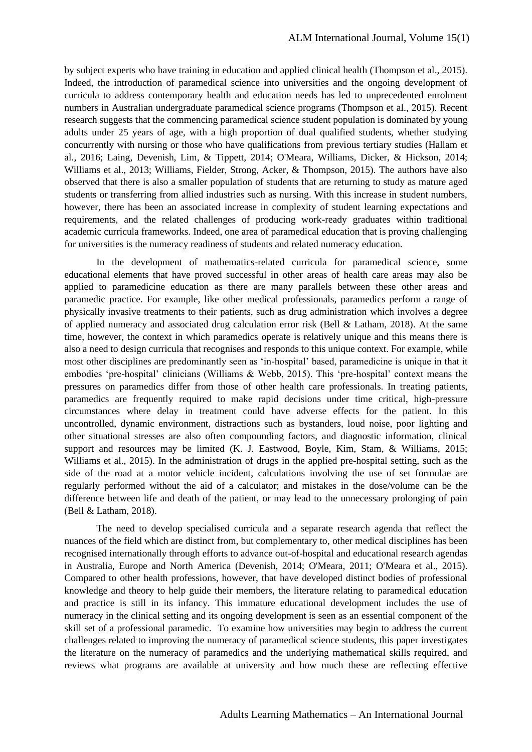by subject experts who have training in education and applied clinical health (Thompson et al., 2015). Indeed, the introduction of paramedical science into universities and the ongoing development of curricula to address contemporary health and education needs has led to unprecedented enrolment numbers in Australian undergraduate paramedical science programs (Thompson et al., 2015). Recent research suggests that the commencing paramedical science student population is dominated by young adults under 25 years of age, with a high proportion of dual qualified students, whether studying concurrently with nursing or those who have qualifications from previous tertiary studies (Hallam et al., 2016; Laing, Devenish, Lim, & Tippett, 2014; O'Meara, Williams, Dicker, & Hickson, 2014; Williams et al., 2013; Williams, Fielder, Strong, Acker, & Thompson, 2015). The authors have also observed that there is also a smaller population of students that are returning to study as mature aged students or transferring from allied industries such as nursing. With this increase in student numbers, however, there has been an associated increase in complexity of student learning expectations and requirements, and the related challenges of producing work-ready graduates within traditional academic curricula frameworks. Indeed, one area of paramedical education that is proving challenging for universities is the numeracy readiness of students and related numeracy education.

In the development of mathematics-related curricula for paramedical science, some educational elements that have proved successful in other areas of health care areas may also be applied to paramedicine education as there are many parallels between these other areas and paramedic practice. For example, like other medical professionals, paramedics perform a range of physically invasive treatments to their patients, such as drug administration which involves a degree of applied numeracy and associated drug calculation error risk (Bell & Latham, 2018). At the same time, however, the context in which paramedics operate is relatively unique and this means there is also a need to design curricula that recognises and responds to this unique context. For example, while most other disciplines are predominantly seen as 'in-hospital' based, paramedicine is unique in that it embodies 'pre-hospital' clinicians (Williams & Webb, 2015). This 'pre-hospital' context means the pressures on paramedics differ from those of other health care professionals. In treating patients, paramedics are frequently required to make rapid decisions under time critical, high-pressure circumstances where delay in treatment could have adverse effects for the patient. In this uncontrolled, dynamic environment, distractions such as bystanders, loud noise, poor lighting and other situational stresses are also often compounding factors, and diagnostic information, clinical support and resources may be limited (K. J. Eastwood, Boyle, Kim, Stam, & Williams, 2015; Williams et al., 2015). In the administration of drugs in the applied pre-hospital setting, such as the side of the road at a motor vehicle incident, calculations involving the use of set formulae are regularly performed without the aid of a calculator; and mistakes in the dose/volume can be the difference between life and death of the patient, or may lead to the unnecessary prolonging of pain (Bell & Latham, 2018).

The need to develop specialised curricula and a separate research agenda that reflect the nuances of the field which are distinct from, but complementary to, other medical disciplines has been recognised internationally through efforts to advance out-of-hospital and educational research agendas in Australia, Europe and North America (Devenish, 2014; O'Meara, 2011; O'Meara et al., 2015). Compared to other health professions, however, that have developed distinct bodies of professional knowledge and theory to help guide their members, the literature relating to paramedical education and practice is still in its infancy. This immature educational development includes the use of numeracy in the clinical setting and its ongoing development is seen as an essential component of the skill set of a professional paramedic. To examine how universities may begin to address the current challenges related to improving the numeracy of paramedical science students, this paper investigates the literature on the numeracy of paramedics and the underlying mathematical skills required, and reviews what programs are available at university and how much these are reflecting effective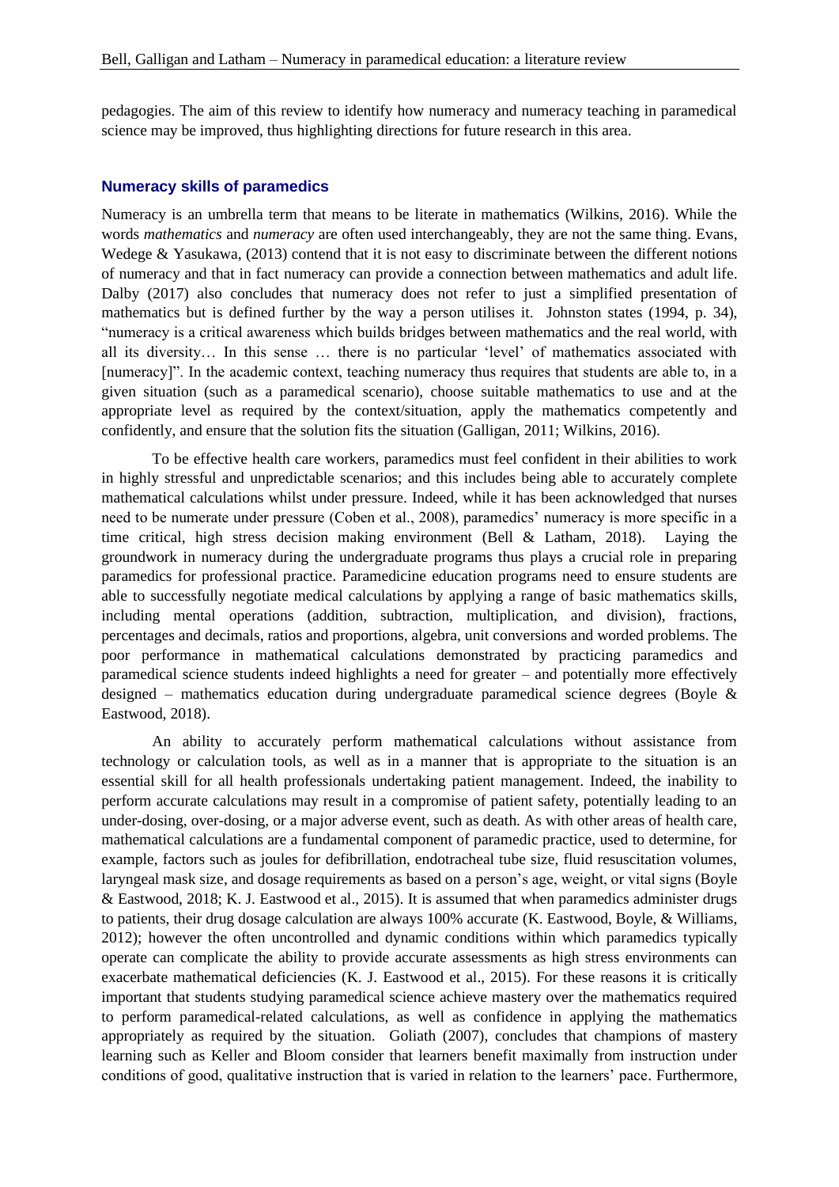pedagogies. The aim of this review to identify how numeracy and numeracy teaching in paramedical science may be improved, thus highlighting directions for future research in this area.

## Numeracy skills of paramedics

Numeracy is an umbrella term that means to be literate in mathematics (Wilkins, 2016). While the words *mathematics* and *numeracy* are often used interchangeably, they are not the same thing. Evans, Wedege & Yasukawa, (2013) contend that it is not easy to discriminate between the different notions of numeracy and that in fact numeracy can provide a connection between mathematics and adult life. Dalby (2017) also concludes that numeracy does not refer to just a simplified presentation of mathematics but is defined further by the way a person utilises it. Johnston states (1994, p. 34), "numeracy is a critical awareness which builds bridges between mathematics and the real world, with all its diversity… In this sense … there is no particular 'level' of mathematics associated with [numeracy]". In the academic context, teaching numeracy thus requires that students are able to, in a given situation (such as a paramedical scenario), choose suitable mathematics to use and at the appropriate level as required by the context/situation, apply the mathematics competently and confidently, and ensure that the solution fits the situation (Galligan, 2011; Wilkins, 2016).

To be effective health care workers, paramedics must feel confident in their abilities to work in highly stressful and unpredictable scenarios; and this includes being able to accurately complete mathematical calculations whilst under pressure. Indeed, while it has been acknowledged that nurses need to be numerate under pressure (Coben et al., 2008), paramedics' numeracy is more specific in a time critical, high stress decision making environment (Bell & Latham, 2018). Laying the groundwork in numeracy during the undergraduate programs thus plays a crucial role in preparing paramedics for professional practice. Paramedicine education programs need to ensure students are able to successfully negotiate medical calculations by applying a range of basic mathematics skills, including mental operations (addition, subtraction, multiplication, and division), fractions, percentages and decimals, ratios and proportions, algebra, unit conversions and worded problems. The poor performance in mathematical calculations demonstrated by practicing paramedics and paramedical science students indeed highlights a need for greater – and potentially more effectively designed – mathematics education during undergraduate paramedical science degrees (Boyle & Eastwood, 2018).

An ability to accurately perform mathematical calculations without assistance from technology or calculation tools, as well as in a manner that is appropriate to the situation is an essential skill for all health professionals undertaking patient management. Indeed, the inability to perform accurate calculations may result in a compromise of patient safety, potentially leading to an under-dosing, over-dosing, or a major adverse event, such as death. As with other areas of health care, mathematical calculations are a fundamental component of paramedic practice, used to determine, for example, factors such as joules for defibrillation, endotracheal tube size, fluid resuscitation volumes, laryngeal mask size, and dosage requirements as based on a person's age, weight, or vital signs (Boyle & Eastwood, 2018; K. J. Eastwood et al., 2015). It is assumed that when paramedics administer drugs to patients, their drug dosage calculation are always 100% accurate (K. Eastwood, Boyle, & Williams, 2012); however the often uncontrolled and dynamic conditions within which paramedics typically operate can complicate the ability to provide accurate assessments as high stress environments can exacerbate mathematical deficiencies (K. J. Eastwood et al., 2015). For these reasons it is critically important that students studying paramedical science achieve mastery over the mathematics required to perform paramedical-related calculations, as well as confidence in applying the mathematics appropriately as required by the situation. Goliath (2007), concludes that champions of mastery learning such as Keller and Bloom consider that learners benefit maximally from instruction under conditions of good, qualitative instruction that is varied in relation to the learners' pace. Furthermore,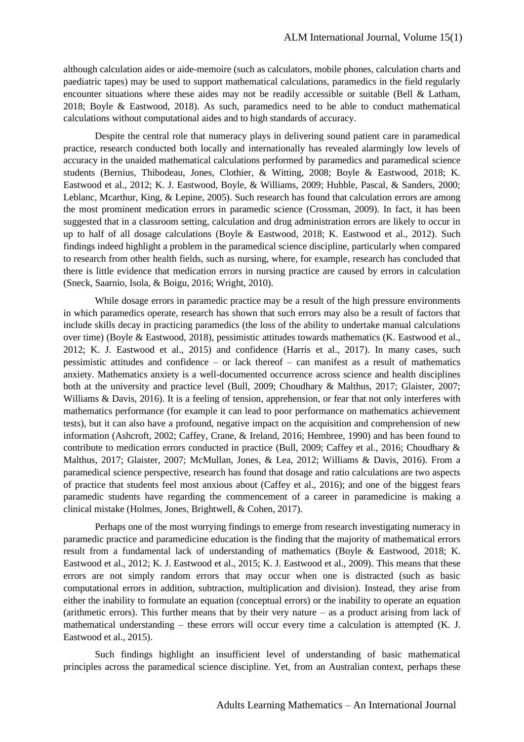although calculation aides or aide-memoire (such as calculators, mobile phones, calculation charts and paediatric tapes) may be used to support mathematical calculations, paramedics in the field regularly encounter situations where these aides may not be readily accessible or suitable (Bell & Latham, 2018; Boyle & Eastwood, 2018). As such, paramedics need to be able to conduct mathematical calculations without computational aides and to high standards of accuracy.

Despite the central role that numeracy plays in delivering sound patient care in paramedical practice, research conducted both locally and internationally has revealed alarmingly low levels of accuracy in the unaided mathematical calculations performed by paramedics and paramedical science students (Bernius, Thibodeau, Jones, Clothier, & Witting, 2008; Boyle & Eastwood, 2018; K. Eastwood et al., 2012; K. J. Eastwood, Boyle, & Williams, 2009; Hubble, Pascal, & Sanders, 2000; Leblanc, Mcarthur, King, & Lepine, 2005). Such research has found that calculation errors are among the most prominent medication errors in paramedic science (Crossman, 2009). In fact, it has been suggested that in a classroom setting, calculation and drug administration errors are likely to occur in up to half of all dosage calculations (Boyle & Eastwood, 2018; K. Eastwood et al., 2012). Such findings indeed highlight a problem in the paramedical science discipline, particularly when compared to research from other health fields, such as nursing, where, for example, research has concluded that there is little evidence that medication errors in nursing practice are caused by errors in calculation (Sneck, Saarnio, Isola, & Boigu, 2016; Wright, 2010).

While dosage errors in paramedic practice may be a result of the high pressure environments in which paramedics operate, research has shown that such errors may also be a result of factors that include skills decay in practicing paramedics (the loss of the ability to undertake manual calculations over time) (Boyle & Eastwood, 2018), pessimistic attitudes towards mathematics (K. Eastwood et al., 2012; K. J. Eastwood et al., 2015) and confidence (Harris et al., 2017). In many cases, such pessimistic attitudes and confidence – or lack thereof – can manifest as a result of mathematics anxiety. Mathematics anxiety is a well-documented occurrence across science and health disciplines both at the university and practice level (Bull, 2009; Choudhary & Malthus, 2017; Glaister, 2007; Williams & Davis, 2016). It is a feeling of tension, apprehension, or fear that not only interferes with mathematics performance (for example it can lead to poor performance on mathematics achievement tests), but it can also have a profound, negative impact on the acquisition and comprehension of new information (Ashcroft, 2002; Caffey, Crane, & Ireland, 2016; Hembree, 1990) and has been found to contribute to medication errors conducted in practice (Bull, 2009; Caffey et al., 2016; Choudhary & Malthus, 2017; Glaister, 2007; McMullan, Jones, & Lea, 2012; Williams & Davis, 2016). From a paramedical science perspective, research has found that dosage and ratio calculations are two aspects of practice that students feel most anxious about (Caffey et al., 2016); and one of the biggest fears paramedic students have regarding the commencement of a career in paramedicine is making a clinical mistake (Holmes, Jones, Brightwell, & Cohen, 2017).

Perhaps one of the most worrying findings to emerge from research investigating numeracy in paramedic practice and paramedicine education is the finding that the majority of mathematical errors result from a fundamental lack of understanding of mathematics (Boyle & Eastwood, 2018; K. Eastwood et al., 2012; K. J. Eastwood et al., 2015; K. J. Eastwood et al., 2009). This means that these errors are not simply random errors that may occur when one is distracted (such as basic computational errors in addition, subtraction, multiplication and division). Instead, they arise from either the inability to formulate an equation (conceptual errors) or the inability to operate an equation (arithmetic errors). This further means that by their very nature – as a product arising from lack of mathematical understanding – these errors will occur every time a calculation is attempted (K. J. Eastwood et al., 2015).

Such findings highlight an insufficient level of understanding of basic mathematical principles across the paramedical science discipline. Yet, from an Australian context, perhaps these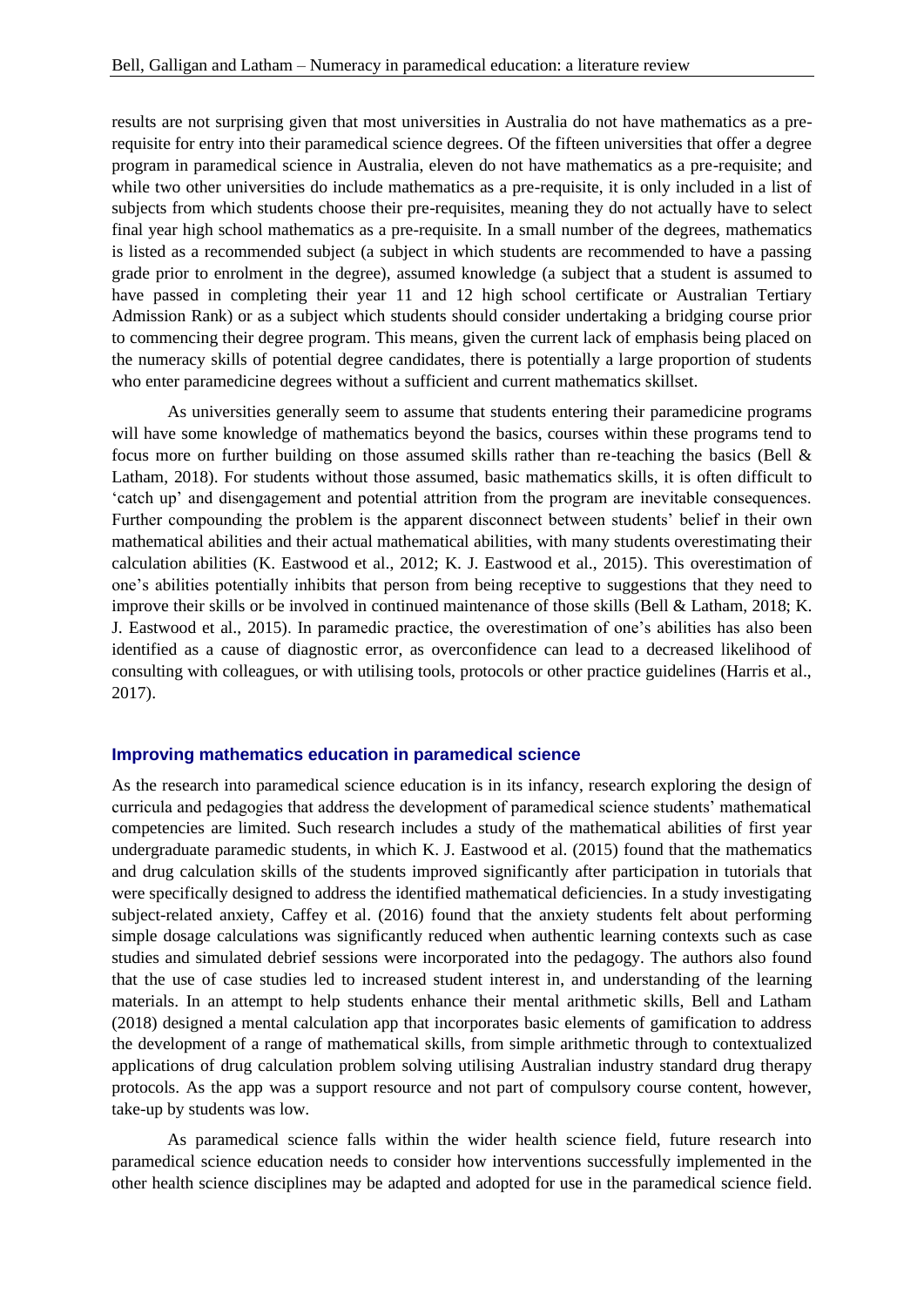results are not surprising given that most universities in Australia do not have mathematics as a pre-requisite for entry into their paramedical science degrees. Of the fifteen universities that offer a degree program in paramedical science in Australia, eleven do not have mathematics as a pre-requisite; and while two other universities do include mathematics as a pre-requisite, it is only included in a list of subjects from which students choose their pre-requisites, meaning they do not actually have to select final year high school mathematics as a pre-requisite. In a small number of the degrees, mathematics is listed as a recommended subject (a subject in which students are recommended to have a passing grade prior to enrolment in the degree), assumed knowledge (a subject that a student is assumed to have passed in completing their year 11 and 12 high school certificate or Australian Tertiary Admission Rank) or as a subject which students should consider undertaking a bridging course prior to commencing their degree program. This means, given the current lack of emphasis being placed on the numeracy skills of potential degree candidates, there is potentially a large proportion of students who enter paramedicine degrees without a sufficient and current mathematics skillset.

As universities generally seem to assume that students entering their paramedicine programs will have some knowledge of mathematics beyond the basics, courses within these programs tend to focus more on further building on those assumed skills rather than re-teaching the basics (Bell & Latham, 2018). For students without those assumed, basic mathematics skills, it is often difficult to 'catch up' and disengagement and potential attrition from the program are inevitable consequences. Further compounding the problem is the apparent disconnect between students' belief in their own mathematical abilities and their actual mathematical abilities, with many students overestimating their calculation abilities (K. Eastwood et al., 2012; K. J. Eastwood et al., 2015). This overestimation of one's abilities potentially inhibits that person from being receptive to suggestions that they need to improve their skills or be involved in continued maintenance of those skills (Bell & Latham, 2018; K. J. Eastwood et al., 2015). In paramedic practice, the overestimation of one's abilities has also been identified as a cause of diagnostic error, as overconfidence can lead to a decreased likelihood of consulting with colleagues, or with utilising tools, protocols or other practice guidelines (Harris et al., 2017).

## Improving mathematics education in paramedical science

As the research into paramedical science education is in its infancy, research exploring the design of curricula and pedagogies that address the development of paramedical science students' mathematical competencies are limited. Such research includes a study of the mathematical abilities of first year undergraduate paramedic students, in which K. J. Eastwood et al. (2015) found that the mathematics and drug calculation skills of the students improved significantly after participation in tutorials that were specifically designed to address the identified mathematical deficiencies. In a study investigating subject-related anxiety, Caffey et al. (2016) found that the anxiety students felt about performing simple dosage calculations was significantly reduced when authentic learning contexts such as case studies and simulated debrief sessions were incorporated into the pedagogy. The authors also found that the use of case studies led to increased student interest in, and understanding of the learning materials. In an attempt to help students enhance their mental arithmetic skills, Bell and Latham (2018) designed a mental calculation app that incorporates basic elements of gamification to address the development of a range of mathematical skills, from simple arithmetic through to contextualized applications of drug calculation problem solving utilising Australian industry standard drug therapy protocols. As the app was a support resource and not part of compulsory course content, however, take-up by students was low.

As paramedical science falls within the wider health science field, future research into paramedical science education needs to consider how interventions successfully implemented in the other health science disciplines may be adapted and adopted for use in the paramedical science field.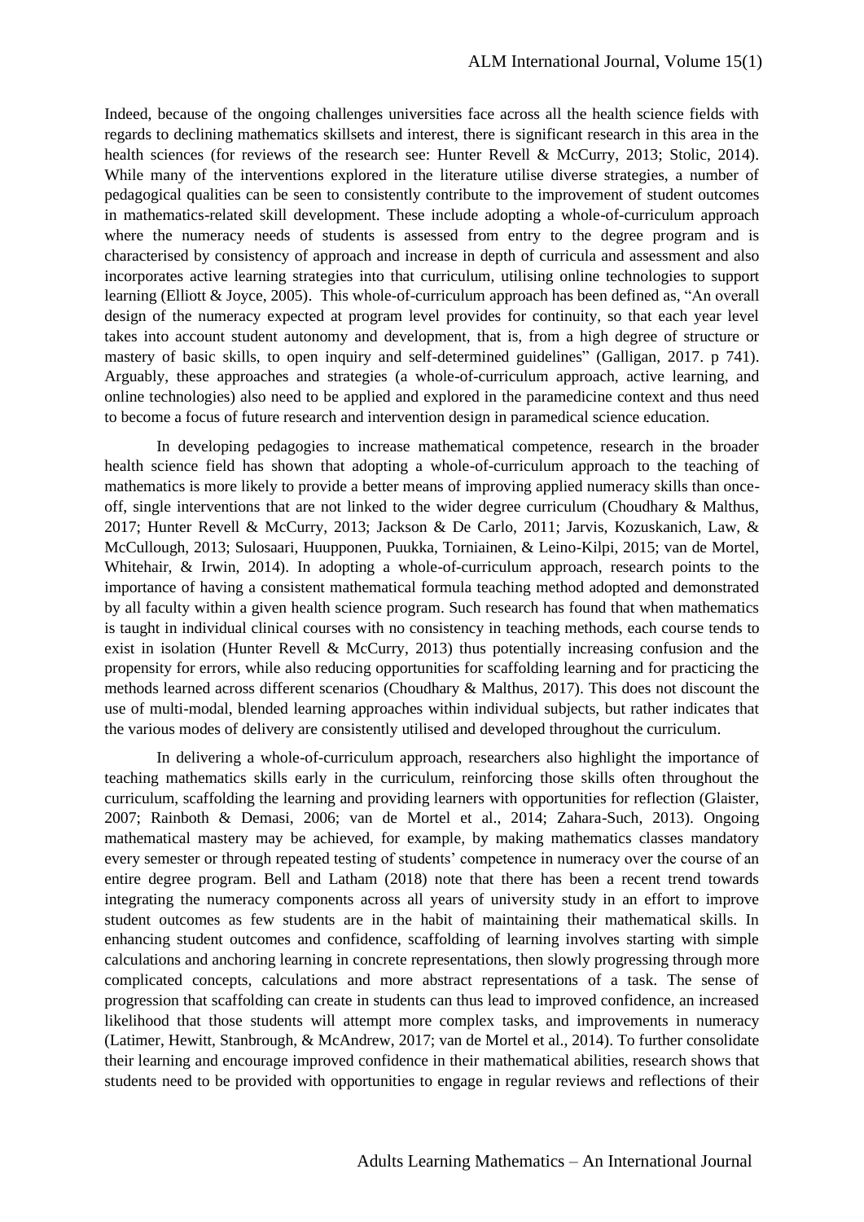Indeed, because of the ongoing challenges universities face across all the health science fields with regards to declining mathematics skillsets and interest, there is significant research in this area in the health sciences (for reviews of the research see: Hunter Revell & McCurry, 2013; Stolic, 2014). While many of the interventions explored in the literature utilise diverse strategies, a number of pedagogical qualities can be seen to consistently contribute to the improvement of student outcomes in mathematics-related skill development. These include adopting a whole-of-curriculum approach where the numeracy needs of students is assessed from entry to the degree program and is characterised by consistency of approach and increase in depth of curricula and assessment and also incorporates active learning strategies into that curriculum, utilising online technologies to support learning (Elliott & Joyce, 2005). This whole-of-curriculum approach has been defined as, "An overall design of the numeracy expected at program level provides for continuity, so that each year level takes into account student autonomy and development, that is, from a high degree of structure or mastery of basic skills, to open inquiry and self-determined guidelines" (Galligan, 2017. p 741). Arguably, these approaches and strategies (a whole-of-curriculum approach, active learning, and online technologies) also need to be applied and explored in the paramedicine context and thus need to become a focus of future research and intervention design in paramedical science education.

In developing pedagogies to increase mathematical competence, research in the broader health science field has shown that adopting a whole-of-curriculum approach to the teaching of mathematics is more likely to provide a better means of improving applied numeracy skills than once-off, single interventions that are not linked to the wider degree curriculum (Choudhary & Malthus, 2017; Hunter Revell & McCurry, 2013; Jackson & De Carlo, 2011; Jarvis, Kozuskanich, Law, & McCullough, 2013; Sulosaari, Huupponen, Puukka, Torniainen, & Leino-Kilpi, 2015; van de Mortel, Whitehair, & Irwin, 2014). In adopting a whole-of-curriculum approach, research points to the importance of having a consistent mathematical formula teaching method adopted and demonstrated by all faculty within a given health science program. Such research has found that when mathematics is taught in individual clinical courses with no consistency in teaching methods, each course tends to exist in isolation (Hunter Revell & McCurry, 2013) thus potentially increasing confusion and the propensity for errors, while also reducing opportunities for scaffolding learning and for practicing the methods learned across different scenarios (Choudhary & Malthus, 2017). This does not discount the use of multi-modal, blended learning approaches within individual subjects, but rather indicates that the various modes of delivery are consistently utilised and developed throughout the curriculum.

In delivering a whole-of-curriculum approach, researchers also highlight the importance of teaching mathematics skills early in the curriculum, reinforcing those skills often throughout the curriculum, scaffolding the learning and providing learners with opportunities for reflection (Glaister, 2007; Rainboth & Demasi, 2006; van de Mortel et al., 2014; Zahara-Such, 2013). Ongoing mathematical mastery may be achieved, for example, by making mathematics classes mandatory every semester or through repeated testing of students' competence in numeracy over the course of an entire degree program. Bell and Latham (2018) note that there has been a recent trend towards integrating the numeracy components across all years of university study in an effort to improve student outcomes as few students are in the habit of maintaining their mathematical skills. In enhancing student outcomes and confidence, scaffolding of learning involves starting with simple calculations and anchoring learning in concrete representations, then slowly progressing through more complicated concepts, calculations and more abstract representations of a task. The sense of progression that scaffolding can create in students can thus lead to improved confidence, an increased likelihood that those students will attempt more complex tasks, and improvements in numeracy (Latimer, Hewitt, Stanbrough, & McAndrew, 2017; van de Mortel et al., 2014). To further consolidate their learning and encourage improved confidence in their mathematical abilities, research shows that students need to be provided with opportunities to engage in regular reviews and reflections of their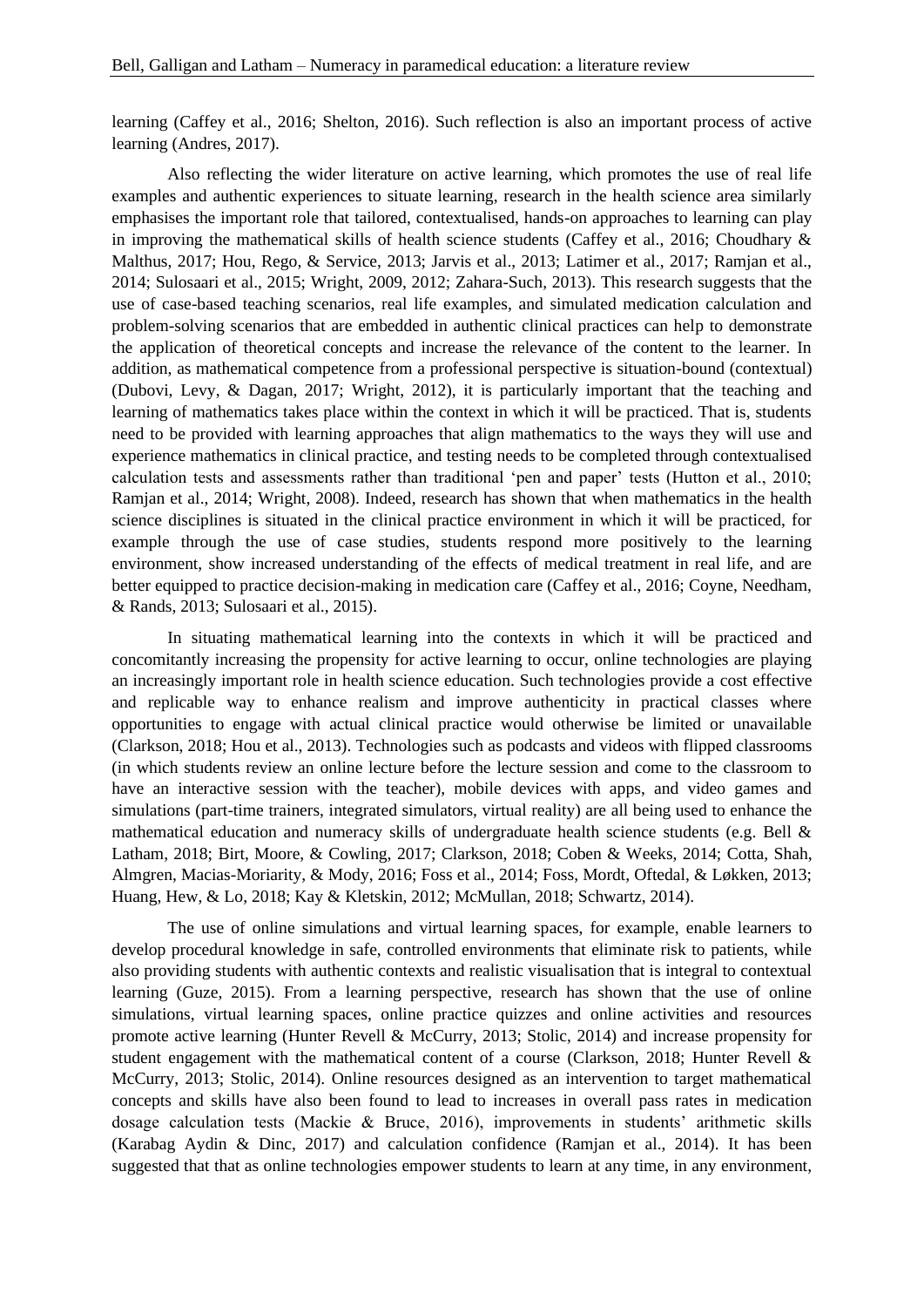learning (Caffey et al., 2016; Shelton, 2016). Such reflection is also an important process of active learning (Andres, 2017).

Also reflecting the wider literature on active learning, which promotes the use of real life examples and authentic experiences to situate learning, research in the health science area similarly emphasises the important role that tailored, contextualised, hands-on approaches to learning can play in improving the mathematical skills of health science students (Caffey et al., 2016; Choudhary & Malthus, 2017; Hou, Rego, & Service, 2013; Jarvis et al., 2013; Latimer et al., 2017; Ramjan et al., 2014; Sulosaari et al., 2015; Wright, 2009, 2012; Zahara-Such, 2013). This research suggests that the use of case-based teaching scenarios, real life examples, and simulated medication calculation and problem-solving scenarios that are embedded in authentic clinical practices can help to demonstrate the application of theoretical concepts and increase the relevance of the content to the learner. In addition, as mathematical competence from a professional perspective is situation-bound (contextual) (Dubovi, Levy, & Dagan, 2017; Wright, 2012), it is particularly important that the teaching and learning of mathematics takes place within the context in which it will be practiced. That is, students need to be provided with learning approaches that align mathematics to the ways they will use and experience mathematics in clinical practice, and testing needs to be completed through contextualised calculation tests and assessments rather than traditional 'pen and paper' tests (Hutton et al., 2010; Ramjan et al., 2014; Wright, 2008). Indeed, research has shown that when mathematics in the health science disciplines is situated in the clinical practice environment in which it will be practiced, for example through the use of case studies, students respond more positively to the learning environment, show increased understanding of the effects of medical treatment in real life, and are better equipped to practice decision-making in medication care (Caffey et al., 2016; Coyne, Needham, & Rands, 2013; Sulosaari et al., 2015).

In situating mathematical learning into the contexts in which it will be practiced and concomitantly increasing the propensity for active learning to occur, online technologies are playing an increasingly important role in health science education. Such technologies provide a cost effective and replicable way to enhance realism and improve authenticity in practical classes where opportunities to engage with actual clinical practice would otherwise be limited or unavailable (Clarkson, 2018; Hou et al., 2013). Technologies such as podcasts and videos with flipped classrooms (in which students review an online lecture before the lecture session and come to the classroom to have an interactive session with the teacher), mobile devices with apps, and video games and simulations (part-time trainers, integrated simulators, virtual reality) are all being used to enhance the mathematical education and numeracy skills of undergraduate health science students (e.g. Bell & Latham, 2018; Birt, Moore, & Cowling, 2017; Clarkson, 2018; Coben & Weeks, 2014; Cotta, Shah, Almgren, Macias-Moriarity, & Mody, 2016; Foss et al., 2014; Foss, Mordt, Oftedal, & Løkken, 2013; Huang, Hew, & Lo, 2018; Kay & Kletskin, 2012; McMullan, 2018; Schwartz, 2014).

The use of online simulations and virtual learning spaces, for example, enable learners to develop procedural knowledge in safe, controlled environments that eliminate risk to patients, while also providing students with authentic contexts and realistic visualisation that is integral to contextual learning (Guze, 2015). From a learning perspective, research has shown that the use of online simulations, virtual learning spaces, online practice quizzes and online activities and resources promote active learning (Hunter Revell & McCurry, 2013; Stolic, 2014) and increase propensity for student engagement with the mathematical content of a course (Clarkson, 2018; Hunter Revell & McCurry, 2013; Stolic, 2014). Online resources designed as an intervention to target mathematical concepts and skills have also been found to lead to increases in overall pass rates in medication dosage calculation tests (Mackie & Bruce, 2016), improvements in students' arithmetic skills (Karabag Aydin & Dinc, 2017) and calculation confidence (Ramjan et al., 2014). It has been suggested that that as online technologies empower students to learn at any time, in any environment,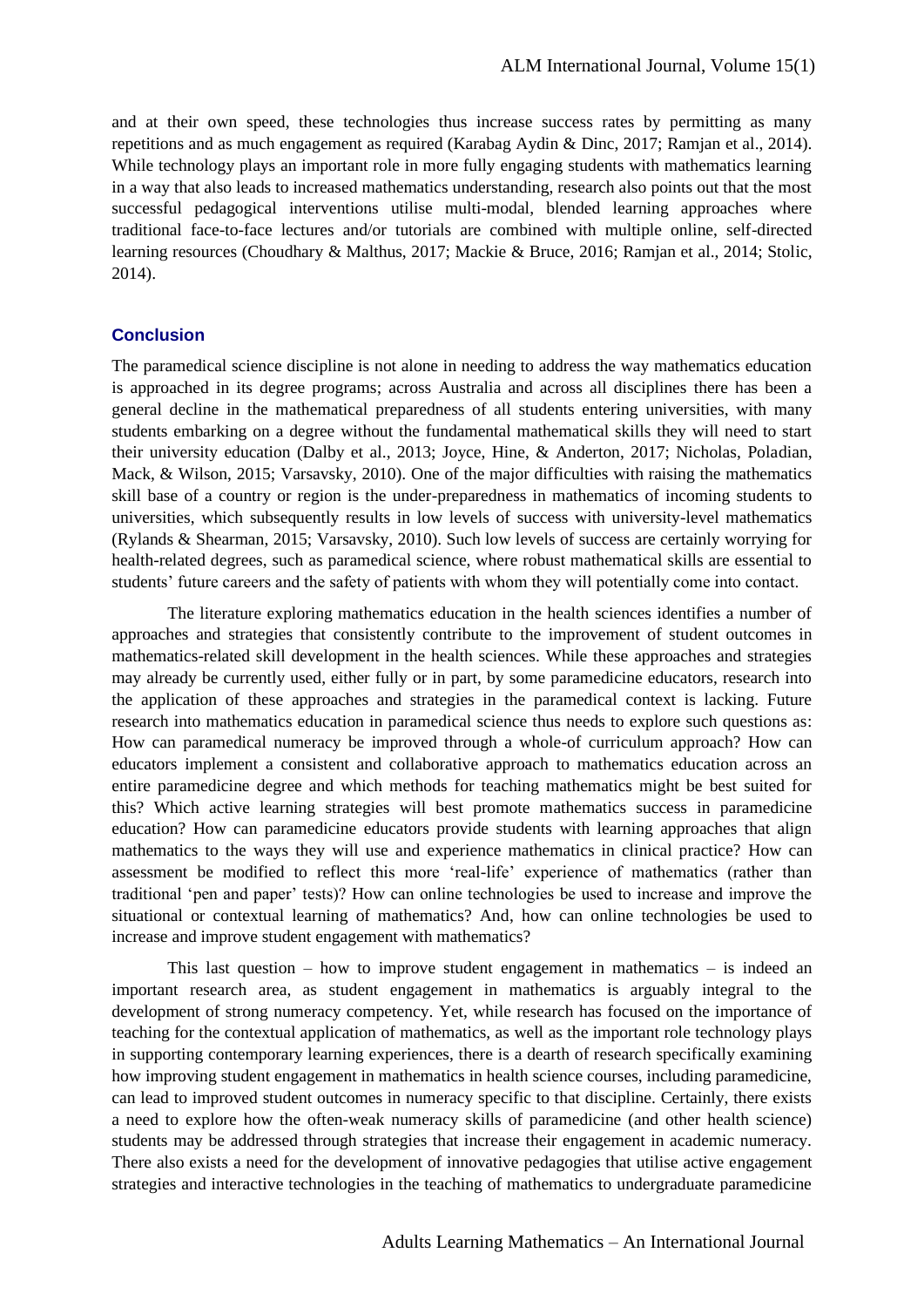and at their own speed, these technologies thus increase success rates by permitting as many repetitions and as much engagement as required (Karabag Aydin & Dinc, 2017; Ramjan et al., 2014). While technology plays an important role in more fully engaging students with mathematics learning in a way that also leads to increased mathematics understanding, research also points out that the most successful pedagogical interventions utilise multi-modal, blended learning approaches where traditional face-to-face lectures and/or tutorials are combined with multiple online, self-directed learning resources (Choudhary & Malthus, 2017; Mackie & Bruce, 2016; Ramjan et al., 2014; Stolic, 2014).

## Conclusion

The paramedical science discipline is not alone in needing to address the way mathematics education is approached in its degree programs; across Australia and across all disciplines there has been a general decline in the mathematical preparedness of all students entering universities, with many students embarking on a degree without the fundamental mathematical skills they will need to start their university education (Dalby et al., 2013; Joyce, Hine, & Anderton, 2017; Nicholas, Poladian, Mack, & Wilson, 2015; Varsavsky, 2010). One of the major difficulties with raising the mathematics skill base of a country or region is the under-preparedness in mathematics of incoming students to universities, which subsequently results in low levels of success with university-level mathematics (Rylands & Shearman, 2015; Varsavsky, 2010). Such low levels of success are certainly worrying for health-related degrees, such as paramedical science, where robust mathematical skills are essential to students' future careers and the safety of patients with whom they will potentially come into contact.

The literature exploring mathematics education in the health sciences identifies a number of approaches and strategies that consistently contribute to the improvement of student outcomes in mathematics-related skill development in the health sciences. While these approaches and strategies may already be currently used, either fully or in part, by some paramedicine educators, research into the application of these approaches and strategies in the paramedical context is lacking. Future research into mathematics education in paramedical science thus needs to explore such questions as: How can paramedical numeracy be improved through a whole-of curriculum approach? How can educators implement a consistent and collaborative approach to mathematics education across an entire paramedicine degree and which methods for teaching mathematics might be best suited for this? Which active learning strategies will best promote mathematics success in paramedicine education? How can paramedicine educators provide students with learning approaches that align mathematics to the ways they will use and experience mathematics in clinical practice? How can assessment be modified to reflect this more 'real-life' experience of mathematics (rather than traditional 'pen and paper' tests)? How can online technologies be used to increase and improve the situational or contextual learning of mathematics? And, how can online technologies be used to increase and improve student engagement with mathematics?

This last question – how to improve student engagement in mathematics – is indeed an important research area, as student engagement in mathematics is arguably integral to the development of strong numeracy competency. Yet, while research has focused on the importance of teaching for the contextual application of mathematics, as well as the important role technology plays in supporting contemporary learning experiences, there is a dearth of research specifically examining how improving student engagement in mathematics in health science courses, including paramedicine, can lead to improved student outcomes in numeracy specific to that discipline. Certainly, there exists a need to explore how the often-weak numeracy skills of paramedicine (and other health science) students may be addressed through strategies that increase their engagement in academic numeracy. There also exists a need for the development of innovative pedagogies that utilise active engagement strategies and interactive technologies in the teaching of mathematics to undergraduate paramedicine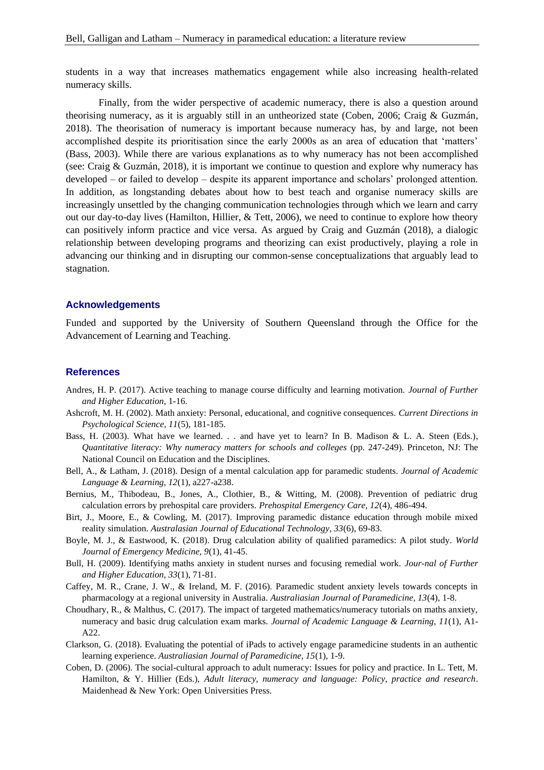students in a way that increases mathematics engagement while also increasing health-related numeracy skills.

Finally, from the wider perspective of academic numeracy, there is also a question around theorising numeracy, as it is arguably still in an untheorized state (Coben, 2006; Craig & Guzmán, 2018). The theorisation of numeracy is important because numeracy has, by and large, not been accomplished despite its prioritisation since the early 2000s as an area of education that 'matters' (Bass, 2003). While there are various explanations as to why numeracy has not been accomplished (see: Craig & Guzmán, 2018), it is important we continue to question and explore why numeracy has developed – or failed to develop – despite its apparent importance and scholars' prolonged attention. In addition, as longstanding debates about how to best teach and organise numeracy skills are increasingly unsettled by the changing communication technologies through which we learn and carry out our day-to-day lives (Hamilton, Hillier, & Tett, 2006), we need to continue to explore how theory can positively inform practice and vice versa. As argued by Craig and Guzmán (2018), a dialogic relationship between developing programs and theorizing can exist productively, playing a role in advancing our thinking and in disrupting our common-sense conceptualizations that arguably lead to stagnation.

## Acknowledgements

Funded and supported by the University of Southern Queensland through the Office for the Advancement of Learning and Teaching.

## References

Andres, H. P. (2017). Active teaching to manage course difficulty and learning motivation. *Journal of Further and Higher Education*, 1-16.

Ashcroft, M. H. (2002). Math anxiety: Personal, educational, and cognitive consequences. *Current Directions in Psychological Science, 11*(5), 181-185.

Bass, H. (2003). What have we learned. . . and have yet to learn? In B. Madison & L. A. Steen (Eds.), *Quantitative literacy: Why numeracy matters for schools and colleges* (pp. 247-249). Princeton, NJ: The National Council on Education and the Disciplines.

Bell, A., & Latham, J. (2018). Design of a mental calculation app for paramedic students. *Journal of Academic Language & Learning, 12*(1), a227-a238.

Bernius, M., Thibodeau, B., Jones, A., Clothier, B., & Witting, M. (2008). Prevention of pediatric drug calculation errors by prehospital care providers. *Prehospital Emergency Care, 12*(4), 486-494.

Birt, J., Moore, E., & Cowling, M. (2017). Improving paramedic distance education through mobile mixed reality simulation. *Australasian Journal of Educational Technology, 33*(6), 69-83.

Boyle, M. J., & Eastwood, K. (2018). Drug calculation ability of qualified paramedics: A pilot study. *World Journal of Emergency Medicine, 9*(1), 41-45.

Bull, H. (2009). Identifying maths anxiety in student nurses and focusing remedial work. *Jour-nal of Further and Higher Education, 33*(1), 71-81.

Caffey, M. R., Crane, J. W., & Ireland, M. F. (2016). Paramedic student anxiety levels towards concepts in pharmacology at a regional university in Australia. *Australiasian Journal of Paramedicine, 13*(4), 1-8.

Choudhary, R., & Malthus, C. (2017). The impact of targeted mathematics/numeracy tutorials on maths anxiety, numeracy and basic drug calculation exam marks. *Journal of Academic Language & Learning, 11*(1), A1-A22.

Clarkson, G. (2018). Evaluating the potential of iPads to actively engage paramedicine students in an authentic learning experience. *Australiasian Journal of Paramedicine, 15*(1), 1-9.

Coben, D. (2006). The social-cultural approach to adult numeracy: Issues for policy and practice. In L. Tett, M. Hamilton, & Y. Hillier (Eds.), *Adult literacy, numeracy and language: Policy, practice and research*. Maidenhead & New York: Open Universities Press.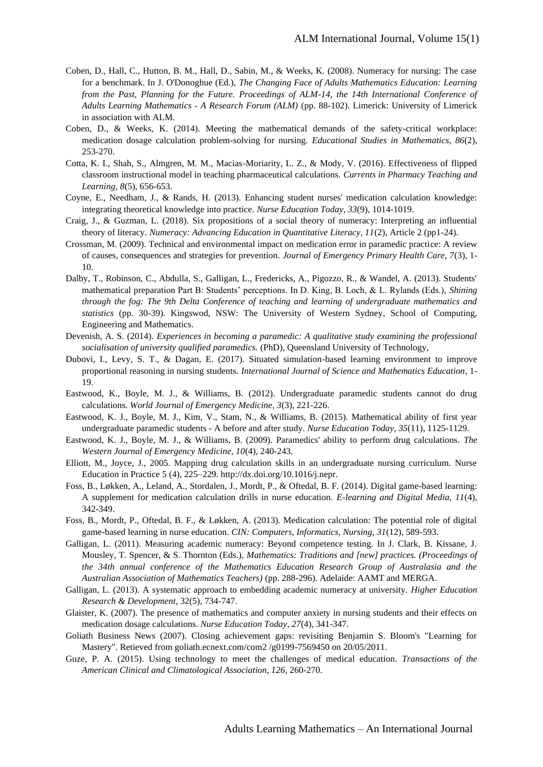Coben, D., Hall, C., Hutton, B. M., Hall, D., Sabin, M., & Weeks, K. (2008). Numeracy for nursing: The case for a benchmark. In J. O'Donoghue (Ed.), *The Changing Face of Adults Mathematics Education: Learning from the Past, Planning for the Future. Proceedings of ALM-14, the 14th International Conference of Adults Learning Mathematics - A Research Forum (ALM)* (pp. 88-102). Limerick: University of Limerick in association with ALM.

Coben, D., & Weeks, K. (2014). Meeting the mathematical demands of the safety-critical workplace: medication dosage calculation problem-solving for nursing. *Educational Studies in Mathematics, 86*(2), 253-270.

Cotta, K. I., Shah, S., Almgren, M. M., Macias-Moriarity, L. Z., & Mody, V. (2016). Effectiveness of flipped classroom instructional model in teaching pharmaceutical calculations. *Currents in Pharmacy Teaching and Learning, 8*(5), 656-653.

Coyne, E., Needham, J., & Rands, H. (2013). Enhancing student nurses' medication calculation knowledge: integrating theoretical knowledge into practice. *Nurse Education Today, 33*(9), 1014-1019.

Craig, J., & Guzman, L. (2018). Six propositions of a social theory of numeracy: Interpreting an influential theory of literacy. *Numeracy: Advancing Education in Quantitative Literacy, 11*(2), Article 2 (pp1-24).

Crossman, M. (2009). Technical and environmental impact on medication error in paramedic practice: A review of causes, consequences and strategies for prevention. *Journal of Emergency Primary Health Care, 7*(3), 1-10.

Dalby, T., Robinson, C., Abdulla, S., Galligan, L., Fredericks, A., Pigozzo, R., & Wandel, A. (2013). Students' mathematical preparation Part B: Students' perceptions. In D. King, B. Loch, & L. Rylands (Eds.), *Shining through the fog: The 9th Delta Conference of teaching and learning of undergraduate mathematics and statistics* (pp. 30-39). Kingswod, NSW: The University of Western Sydney, School of Computing, Engineering and Mathematics.

Devenish, A. S. (2014). *Experiences in becoming a paramedic: A qualitative study examining the professional socialisation of university qualified paramedics.* (PhD), Queensland University of Technology,

Dubovi, I., Levy, S. T., & Dagan, E. (2017). Situated simulation-based learning environment to improve proportional reasoning in nursing students. *International Journal of Science and Mathematics Education*, 1-19.

Eastwood, K., Boyle, M. J., & Williams, B. (2012). Undergraduate paramedic students cannot do drug calculations. *World Journal of Emergency Medicine, 3*(3), 221-226.

Eastwood, K. J., Boyle, M. J., Kim, V., Stam, N., & Williams, B. (2015). Mathematical ability of first year undergraduate paramedic students - A before and after study. *Nurse Education Today, 35*(11), 1125-1129.

Eastwood, K. J., Boyle, M. J., & Williams, B. (2009). Paramedics' ability to perform drug calculations. *The Western Journal of Emergency Medicine, 10*(4), 240-243.

Elliott, M., Joyce, J., 2005. Mapping drug calculation skills in an undergraduate nursing curriculum. Nurse Education in Practice 5 (4), 225–229. http://dx.doi.org/10.1016/j.nepr.

Foss, B., Løkken, A., Leland, A., Stordalen, J., Mordt, P., & Oftedal, B. F. (2014). Digital game-based learning: A supplement for medication calculation drills in nurse education. *E-learning and Digital Media, 11*(4), 342-349.

Foss, B., Mordt, P., Oftedal, B. F., & Løkken, A. (2013). Medication calculation: The potential role of digital game-based learning in nurse education. *CIN: Computers, Informatics, Nursing, 31*(12), 589-593.

Galligan, L. (2011). Measuring academic numeracy: Beyond competence testing. In J. Clark, B. Kissane, J. Mousley, T. Spencer, & S. Thornton (Eds.), *Mathematics: Traditions and [new] practices. (Proceedings of the 34th annual conference of the Mathematics Education Research Group of Australasia and the Australian Association of Mathematics Teachers)* (pp. 288-296). Adelaide: AAMT and MERGA.

Galligan, L. (2013). A systematic approach to embedding academic numeracy at university. *Higher Education Research & Development,* 32(5), 734-747.

Glaister, K. (2007). The presence of mathematics and computer anxiety in nursing students and their effects on medication dosage calculations. *Nurse Education Today, 27*(4), 341-347.

Goliath Business News (2007). Closing achievement gaps: revisiting Benjamin S. Bloom's "Learning for Mastery". Retieved from goliath.ecnext.com/com2 /g0199-7569450 on 20/05/2011.

Guze, P. A. (2015). Using technology to meet the challenges of medical education. *Transactions of the American Clinical and Climatological Association, 126*, 260-270.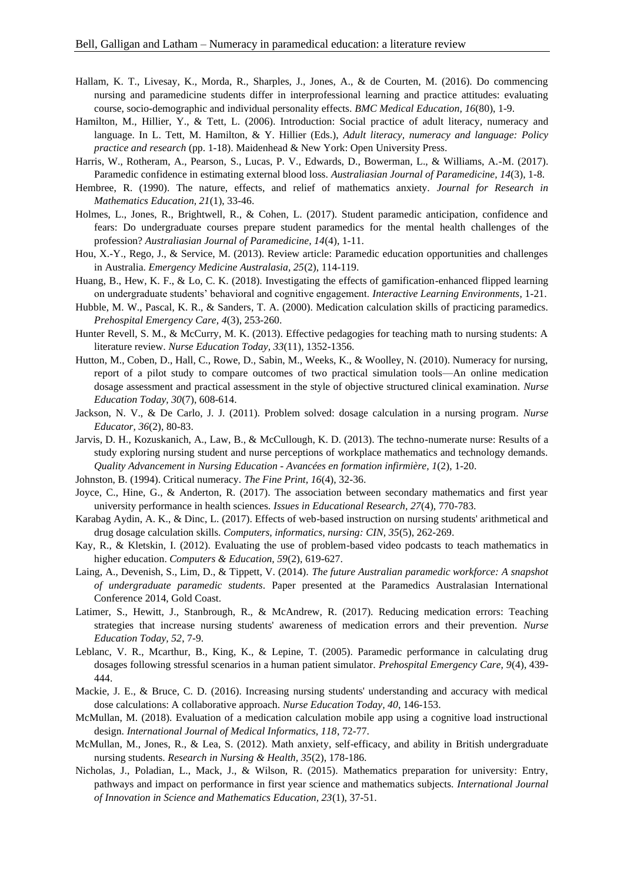Hallam, K. T., Livesay, K., Morda, R., Sharples, J., Jones, A., & de Courten, M. (2016). Do commencing nursing and paramedicine students differ in interprofessional learning and practice attitudes: evaluating course, socio-demographic and individual personality effects. *BMC Medical Education, 16*(80), 1-9.

Hamilton, M., Hillier, Y., & Tett, L. (2006). Introduction: Social practice of adult literacy, numeracy and language. In L. Tett, M. Hamilton, & Y. Hillier (Eds.), *Adult literacy, numeracy and language: Policy practice and research* (pp. 1-18). Maidenhead & New York: Open University Press.

Harris, W., Rotheram, A., Pearson, S., Lucas, P. V., Edwards, D., Bowerman, L., & Williams, A.-M. (2017). Paramedic confidence in estimating external blood loss. *Australiasian Journal of Paramedicine, 14*(3), 1-8.

Hembree, R. (1990). The nature, effects, and relief of mathematics anxiety. *Journal for Research in Mathematics Education, 21*(1), 33-46.

Holmes, L., Jones, R., Brightwell, R., & Cohen, L. (2017). Student paramedic anticipation, confidence and fears: Do undergraduate courses prepare student paramedics for the mental health challenges of the profession? *Australiasian Journal of Paramedicine, 14*(4), 1-11.

Hou, X.-Y., Rego, J., & Service, M. (2013). Review article: Paramedic education opportunities and challenges in Australia. *Emergency Medicine Australasia, 25*(2), 114-119.

Huang, B., Hew, K. F., & Lo, C. K. (2018). Investigating the effects of gamification-enhanced flipped learning on undergraduate students' behavioral and cognitive engagement. *Interactive Learning Environments*, 1-21.

Hubble, M. W., Pascal, K. R., & Sanders, T. A. (2000). Medication calculation skills of practicing paramedics. *Prehospital Emergency Care, 4*(3), 253-260.

Hunter Revell, S. M., & McCurry, M. K. (2013). Effective pedagogies for teaching math to nursing students: A literature review. *Nurse Education Today, 33*(11), 1352-1356.

Hutton, M., Coben, D., Hall, C., Rowe, D., Sabin, M., Weeks, K., & Woolley, N. (2010). Numeracy for nursing, report of a pilot study to compare outcomes of two practical simulation tools—An online medication dosage assessment and practical assessment in the style of objective structured clinical examination. *Nurse Education Today, 30*(7), 608-614.

Jackson, N. V., & De Carlo, J. J. (2011). Problem solved: dosage calculation in a nursing program. *Nurse Educator, 36*(2), 80-83.

Jarvis, D. H., Kozuskanich, A., Law, B., & McCullough, K. D. (2013). The techno-numerate nurse: Results of a study exploring nursing student and nurse perceptions of workplace mathematics and technology demands. *Quality Advancement in Nursing Education - Avancées en formation infirmière, 1*(2), 1-20.

Johnston, B. (1994). Critical numeracy. *The Fine Print, 16*(4), 32-36.

Joyce, C., Hine, G., & Anderton, R. (2017). The association between secondary mathematics and first year university performance in health sciences. *Issues in Educational Research, 27*(4), 770-783.

Karabag Aydin, A. K., & Dinc, L. (2017). Effects of web-based instruction on nursing students' arithmetical and drug dosage calculation skills. *Computers, informatics, nursing: CIN, 35*(5), 262-269.

Kay, R., & Kletskin, I. (2012). Evaluating the use of problem-based video podcasts to teach mathematics in higher education. *Computers & Education, 59*(2), 619-627.

Laing, A., Devenish, S., Lim, D., & Tippett, V. (2014). *The future Australian paramedic workforce: A snapshot of undergraduate paramedic students*. Paper presented at the Paramedics Australasian International Conference 2014, Gold Coast.

Latimer, S., Hewitt, J., Stanbrough, R., & McAndrew, R. (2017). Reducing medication errors: Teaching strategies that increase nursing students' awareness of medication errors and their prevention. *Nurse Education Today, 52*, 7-9.

Leblanc, V. R., Mcarthur, B., King, K., & Lepine, T. (2005). Paramedic performance in calculating drug dosages following stressful scenarios in a human patient simulator. *Prehospital Emergency Care, 9*(4), 439-444.

Mackie, J. E., & Bruce, C. D. (2016). Increasing nursing students' understanding and accuracy with medical dose calculations: A collaborative approach. *Nurse Education Today, 40*, 146-153.

McMullan, M. (2018). Evaluation of a medication calculation mobile app using a cognitive load instructional design. *International Journal of Medical Informatics, 118*, 72-77.

McMullan, M., Jones, R., & Lea, S. (2012). Math anxiety, self-efficacy, and ability in British undergraduate nursing students. *Research in Nursing & Health, 35*(2), 178-186.

Nicholas, J., Poladian, L., Mack, J., & Wilson, R. (2015). Mathematics preparation for university: Entry, pathways and impact on performance in first year science and mathematics subjects. *International Journal of Innovation in Science and Mathematics Education, 23*(1), 37-51.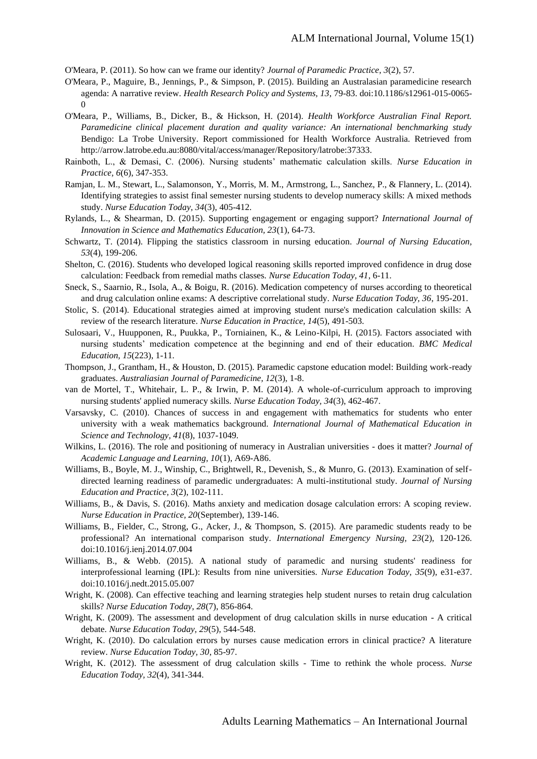O'Meara, P. (2011). So how can we frame our identity? *Journal of Paramedic Practice, 3*(2), 57.

O'Meara, P., Maguire, B., Jennings, P., & Simpson, P. (2015). Building an Australasian paramedicine research agenda: A narrative review. *Health Research Policy and Systems, 13*, 79-83. doi:10.1186/s12961-015-0065-0

O'Meara, P., Williams, B., Dicker, B., & Hickson, H. (2014). *Health Workforce Australian Final Report. Paramedicine clinical placement duration and quality variance: An international benchmarking study* Bendigo: La Trobe University. Report commissioned for Health Workforce Australia. Retrieved from http://arrow.latrobe.edu.au:8080/vital/access/manager/Repository/latrobe:37333.

Rainboth, L., & Demasi, C. (2006). Nursing students' mathematic calculation skills. *Nurse Education in Practice, 6*(6), 347-353.

Ramjan, L. M., Stewart, L., Salamonson, Y., Morris, M. M., Armstrong, L., Sanchez, P., & Flannery, L. (2014). Identifying strategies to assist final semester nursing students to develop numeracy skills: A mixed methods study. *Nurse Education Today, 34*(3), 405-412.

Rylands, L., & Shearman, D. (2015). Supporting engagement or engaging support? *International Journal of Innovation in Science and Mathematics Education, 23*(1), 64-73.

Schwartz, T. (2014). Flipping the statistics classroom in nursing education. *Journal of Nursing Education, 53*(4), 199-206.

Shelton, C. (2016). Students who developed logical reasoning skills reported improved confidence in drug dose calculation: Feedback from remedial maths classes. *Nurse Education Today, 41*, 6-11.

Sneck, S., Saarnio, R., Isola, A., & Boigu, R. (2016). Medication competency of nurses according to theoretical and drug calculation online exams: A descriptive correlational study. *Nurse Education Today, 36*, 195-201.

Stolic, S. (2014). Educational strategies aimed at improving student nurse's medication calculation skills: A review of the research literature. *Nurse Education in Practice, 14*(5), 491-503.

Sulosaari, V., Huupponen, R., Puukka, P., Torniainen, K., & Leino-Kilpi, H. (2015). Factors associated with nursing students' medication competence at the beginning and end of their education. *BMC Medical Education, 15*(223), 1-11.

Thompson, J., Grantham, H., & Houston, D. (2015). Paramedic capstone education model: Building work-ready graduates. *Australiasian Journal of Paramedicine, 12*(3), 1-8.

van de Mortel, T., Whitehair, L. P., & Irwin, P. M. (2014). A whole-of-curriculum approach to improving nursing students' applied numeracy skills. *Nurse Education Today, 34*(3), 462-467.

Varsavsky, C. (2010). Chances of success in and engagement with mathematics for students who enter university with a weak mathematics background. *International Journal of Mathematical Education in Science and Technology, 41*(8), 1037-1049.

Wilkins, L. (2016). The role and positioning of numeracy in Australian universities - does it matter? *Journal of Academic Language and Learning, 10*(1), A69-A86.

Williams, B., Boyle, M. J., Winship, C., Brightwell, R., Devenish, S., & Munro, G. (2013). Examination of self-directed learning readiness of paramedic undergraduates: A multi-institutional study. *Journal of Nursing Education and Practice, 3*(2), 102-111.

Williams, B., & Davis, S. (2016). Maths anxiety and medication dosage calculation errors: A scoping review. *Nurse Education in Practice, 20*(September), 139-146.

Williams, B., Fielder, C., Strong, G., Acker, J., & Thompson, S. (2015). Are paramedic students ready to be professional? An international comparison study. *International Emergency Nursing, 23*(2), 120-126. doi:10.1016/j.ienj.2014.07.004

Williams, B., & Webb. (2015). A national study of paramedic and nursing students' readiness for interprofessional learning (IPL): Results from nine universities. *Nurse Education Today, 35*(9), e31-e37. doi:10.1016/j.nedt.2015.05.007

Wright, K. (2008). Can effective teaching and learning strategies help student nurses to retain drug calculation skills? *Nurse Education Today, 28*(7), 856-864.

Wright, K. (2009). The assessment and development of drug calculation skills in nurse education - A critical debate. *Nurse Education Today, 29*(5), 544-548.

Wright, K. (2010). Do calculation errors by nurses cause medication errors in clinical practice? A literature review. *Nurse Education Today, 30*, 85-97.

Wright, K. (2012). The assessment of drug calculation skills - Time to rethink the whole process. *Nurse Education Today, 32*(4), 341-344.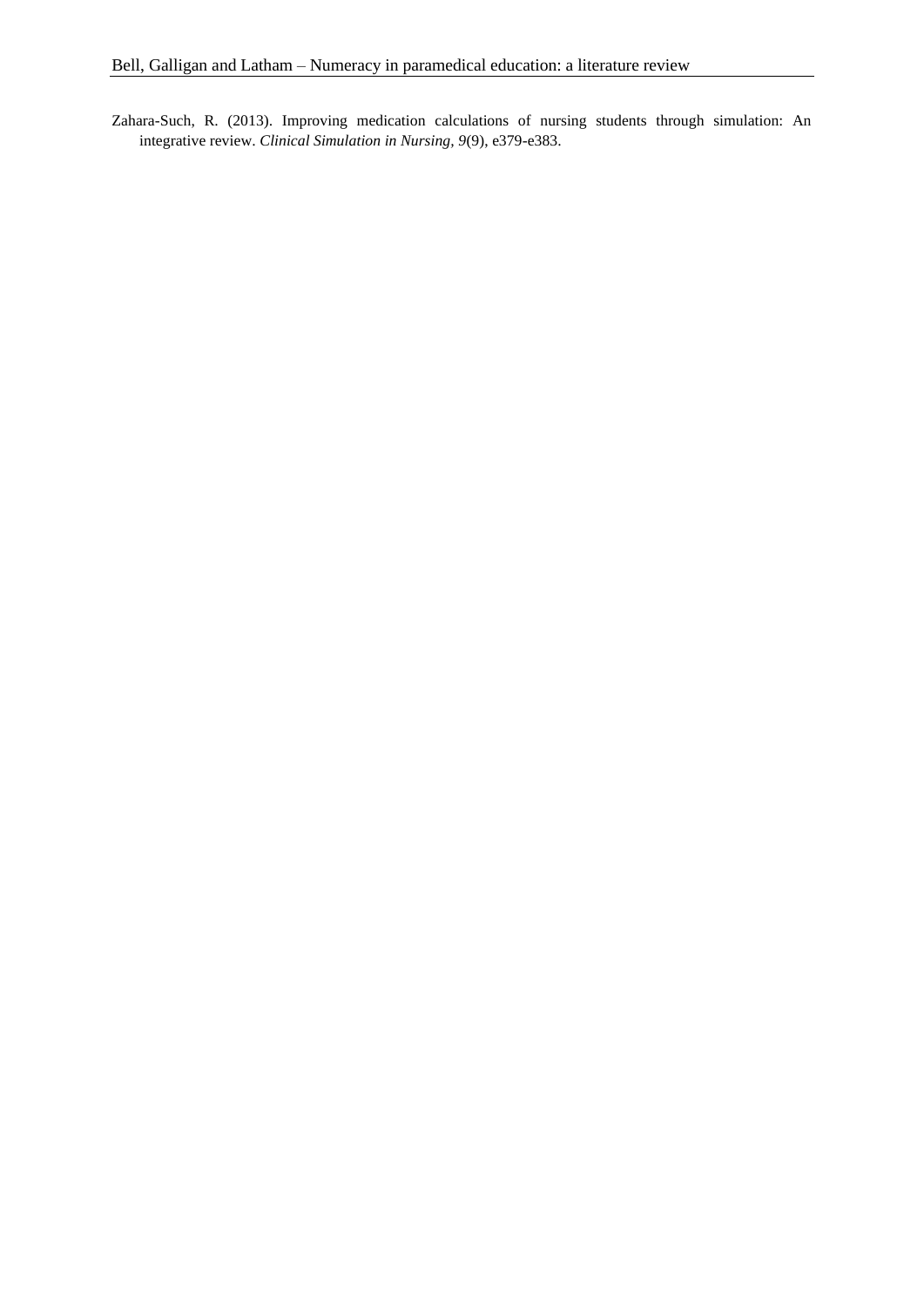Zahara-Such, R. (2013). Improving medication calculations of nursing students through simulation: An integrative review. *Clinical Simulation in Nursing, 9*(9), e379-e383.